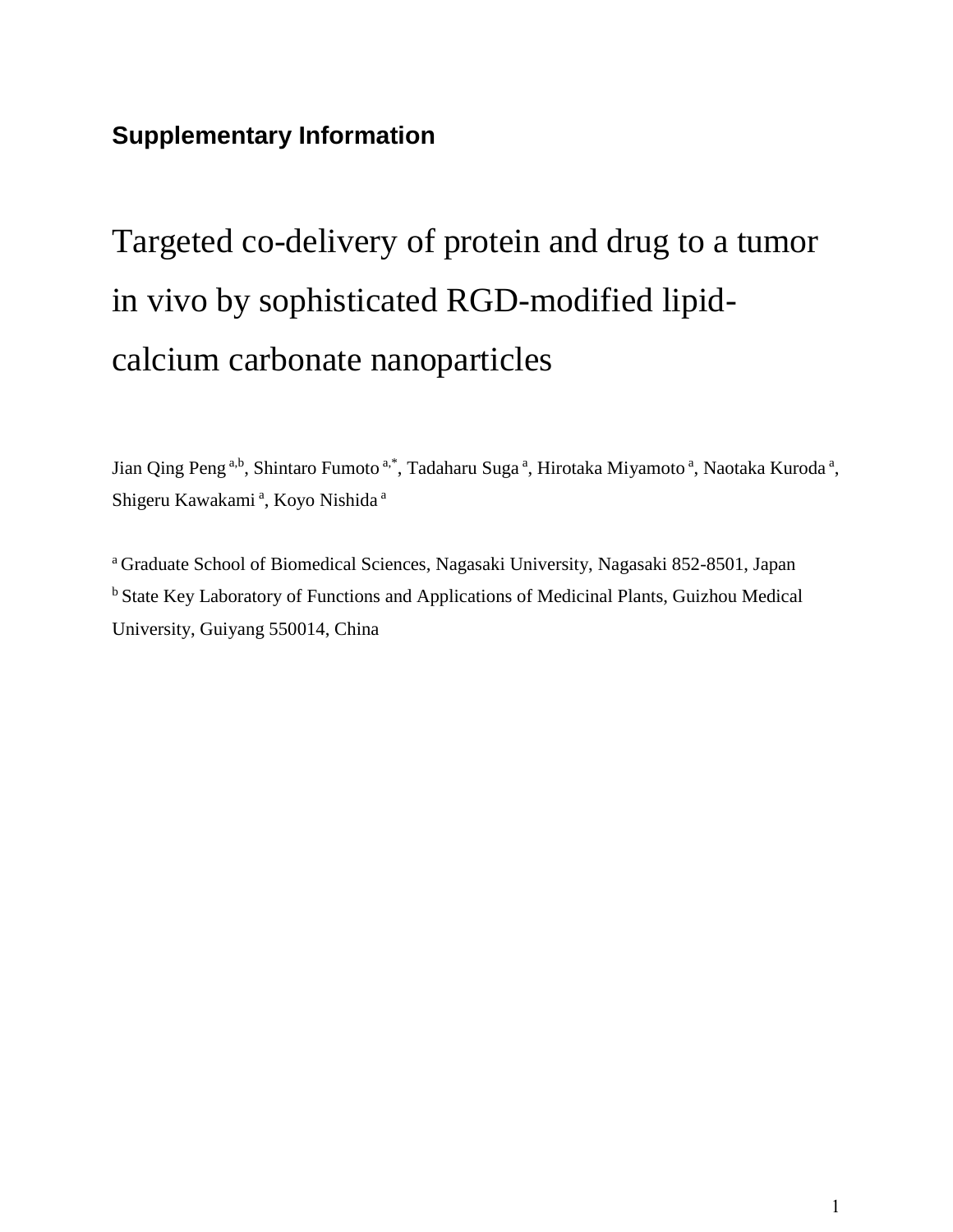**Supplementary Information**

# Targeted co-delivery of protein and drug to a tumor in vivo by sophisticated RGD-modified lipid-calcium carbonate nanoparticles

Jian Qing Peng [a,b], Shintaro Fumoto [a,*], Tadaharu Suga [a], Hirotaka Miyamoto [a], Naotaka Kuroda [a], Shigeru Kawakami [a], Koyo Nishida [a]

[a] Graduate School of Biomedical Sciences, Nagasaki University, Nagasaki 852-8501, Japan

[b] State Key Laboratory of Functions and Applications of Medicinal Plants, Guizhou Medical University, Guiyang 550014, China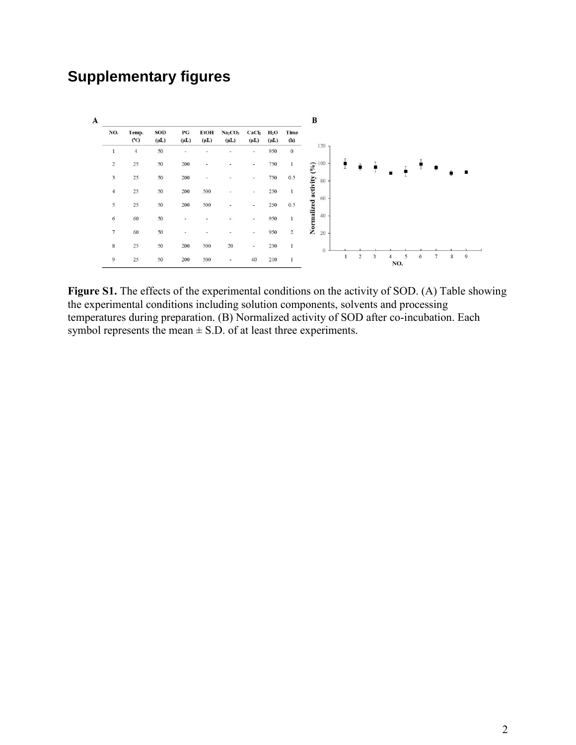# Supplementary figures

A

| NO. | Temp. (°C) | SOD (μL) | PG (μL) | EtOH (μL) | $Na_2CO_3$ (μL) | $CaCl_2$ (μL) | $H_2O$ (μL) | Time (h) |
|---|---|---|---|---|---|---|---|---|
| 1 | 4 | 50 | - | - | - | - | 950 | 0 |
| 2 | 25 | 50 | 200 | - | - | - | 750 | 1 |
| 3 | 25 | 50 | 200 | - | - | - | 750 | 0.5 |
| 4 | 25 | 50 | 200 | 500 | - | - | 250 | 1 |
| 5 | 25 | 50 | 200 | 500 | - | - | 250 | 0.5 |
| 6 | 60 | 50 | - | - | - | - | 950 | 1 |
| 7 | 60 | 50 | - | - | - | - | 950 | 2 |
| 8 | 25 | 50 | 200 | 500 | 20 | - | 230 | 1 |
| 9 | 25 | 50 | 200 | 500 | - | 40 | 210 | 1 |

B

**Figure S1.** The effects of the experimental conditions on the activity of SOD. (A) Table showing the experimental conditions including solution components, solvents and processing temperatures during preparation. (B) Normalized activity of SOD after co-incubation. Each symbol represents the mean ± S.D. of at least three experiments.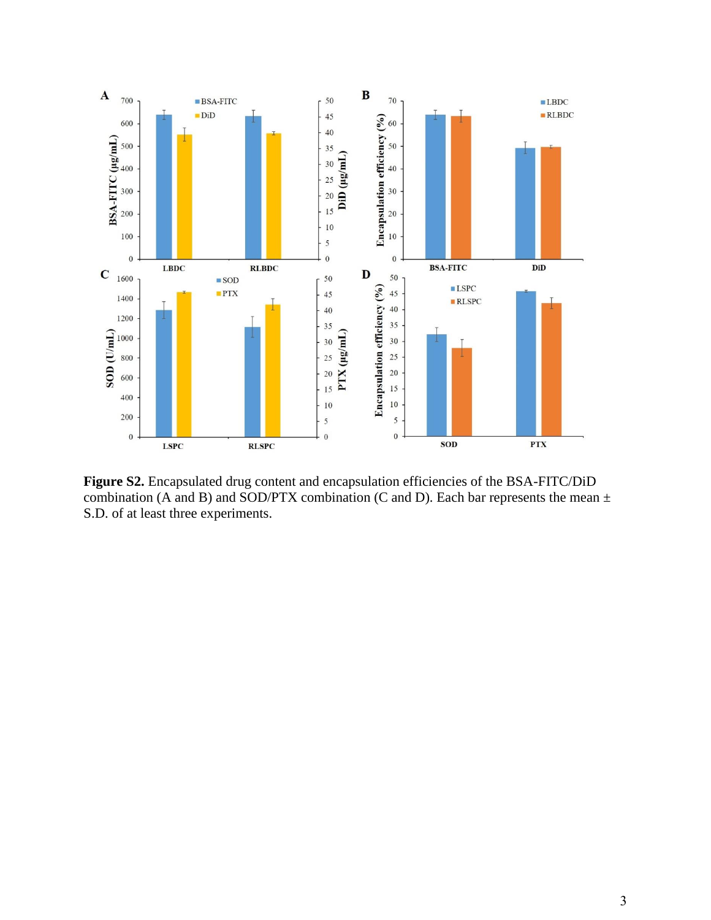**Figure S2.** Encapsulated drug content and encapsulation efficiencies of the BSA-FITC/DiD combination (A and B) and SOD/PTX combination (C and D). Each bar represents the mean ± S.D. of at least three experiments.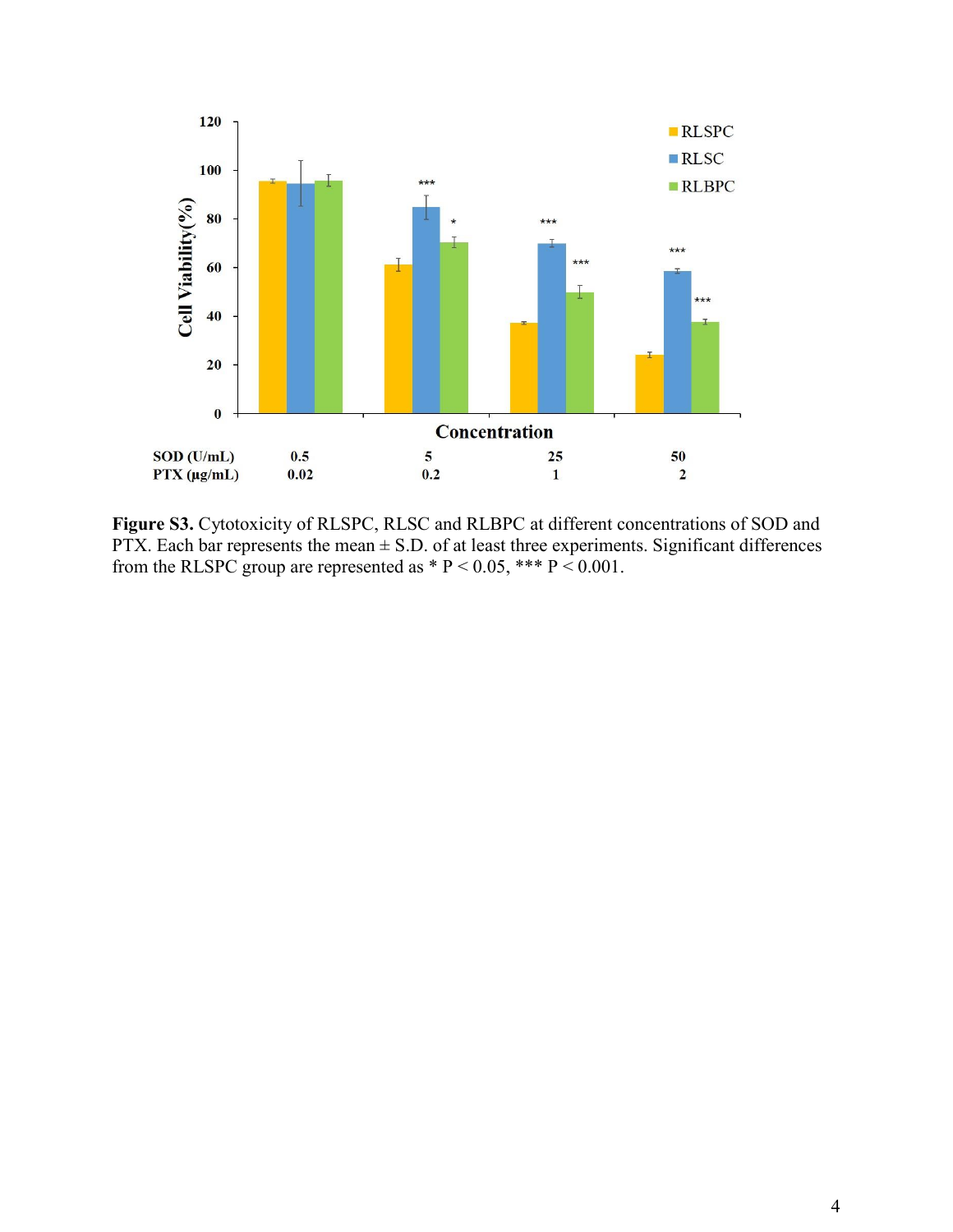**Figure S3.** Cytotoxicity of RLSPC, RLSC and RLBPC at different concentrations of SOD and PTX. Each bar represents the mean ± S.D. of at least three experiments. Significant differences from the RLSPC group are represented as * $P < 0.05$, *** $P < 0.001$.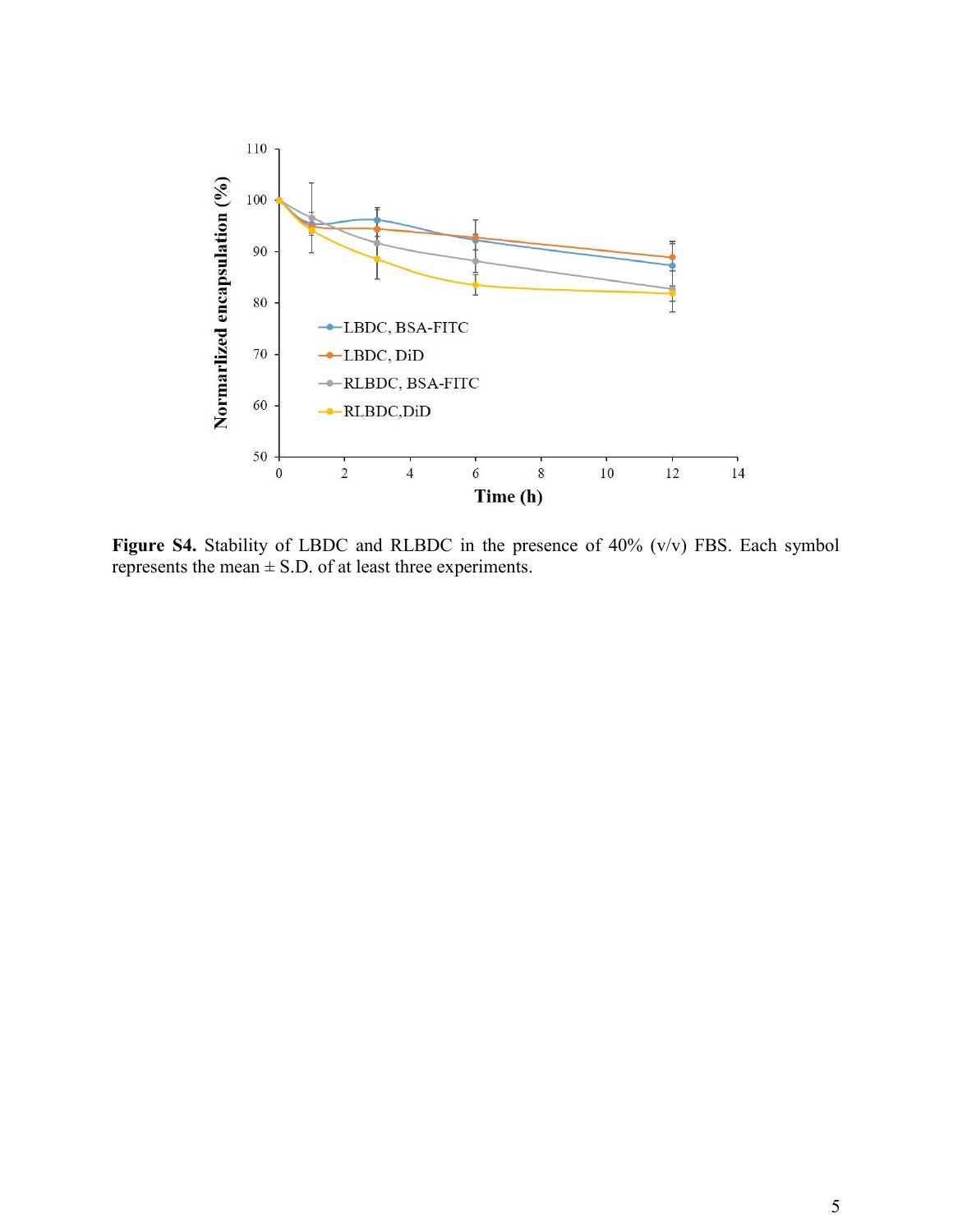**Figure S4.** Stability of LBDC and RLBDC in the presence of 40% (v/v) FBS. Each symbol represents the mean ± S.D. of at least three experiments.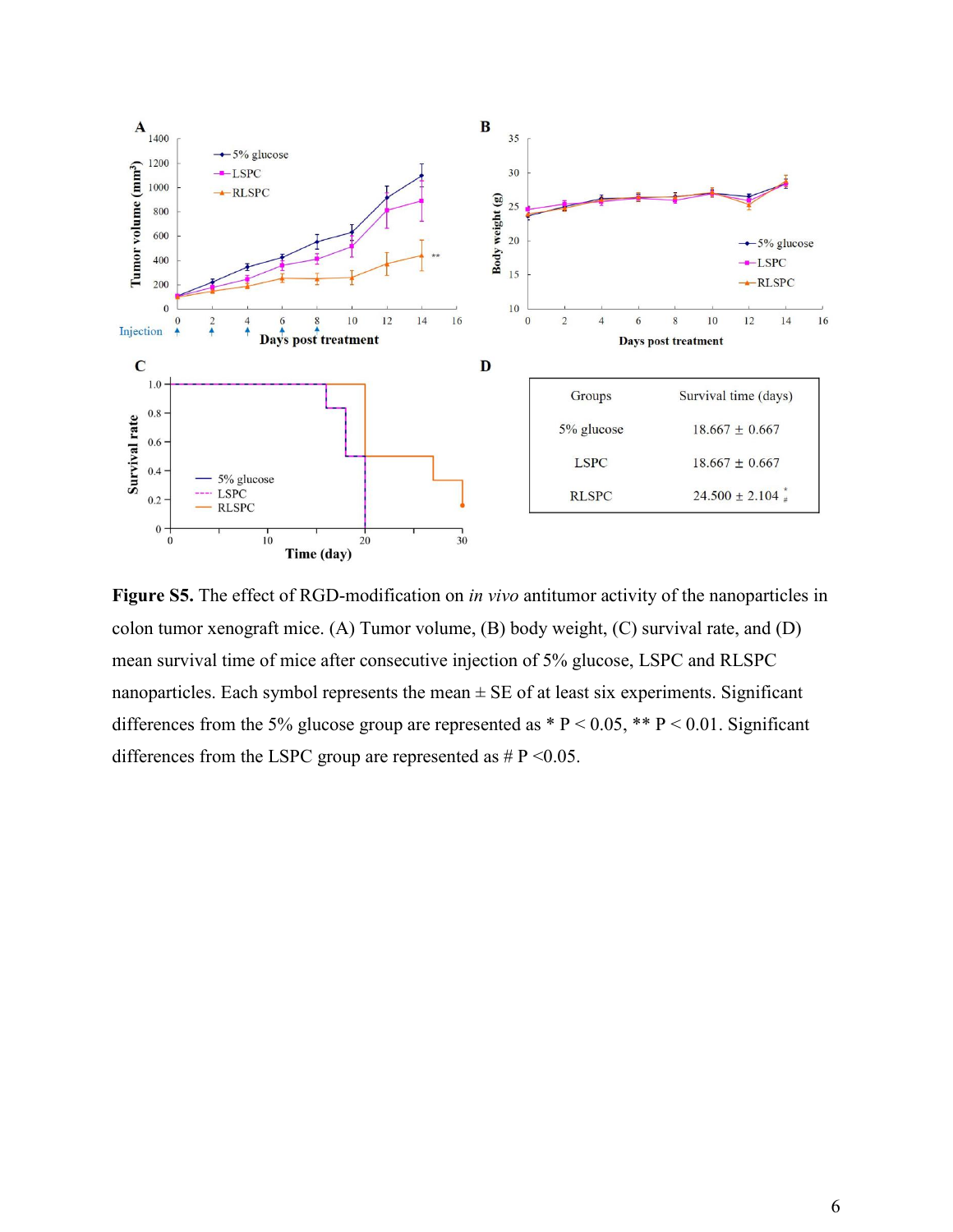A

Tumor volume (mm³)

1400
1200
1000
800
600
400
200
0

5% glucose
LSPC
RLSPC

**

0 2 4 6 8 10 12 14 16

Injection

Days post treatment

B

Body weight (g)

35
30
25
20
15
10

5% glucose
LSPC
RLSPC

0 2 4 6 8 10 12 14 16

Days post treatment

C

Survival rate

1.0
0.8
0.6
0.4
0.2
0

5% glucose
LSPC
RLSPC

0 10 20 30

Time (day)

D

| Groups | Survival time (days) |
|---|---|
| 5% glucose | 18.667 ± 0.667 |
| LSPC | 18.667 ± 0.667 |
| RLSPC | 24.500 ± 2.104 *# |

**Figure S5.** The effect of RGD-modification on *in vivo* antitumor activity of the nanoparticles in colon tumor xenograft mice. (A) Tumor volume, (B) body weight, (C) survival rate, and (D) mean survival time of mice after consecutive injection of 5% glucose, LSPC and RLSPC nanoparticles. Each symbol represents the mean ± SE of at least six experiments. Significant differences from the 5% glucose group are represented as * P < 0.05, ** P < 0.01. Significant differences from the LSPC group are represented as # P <0.05.